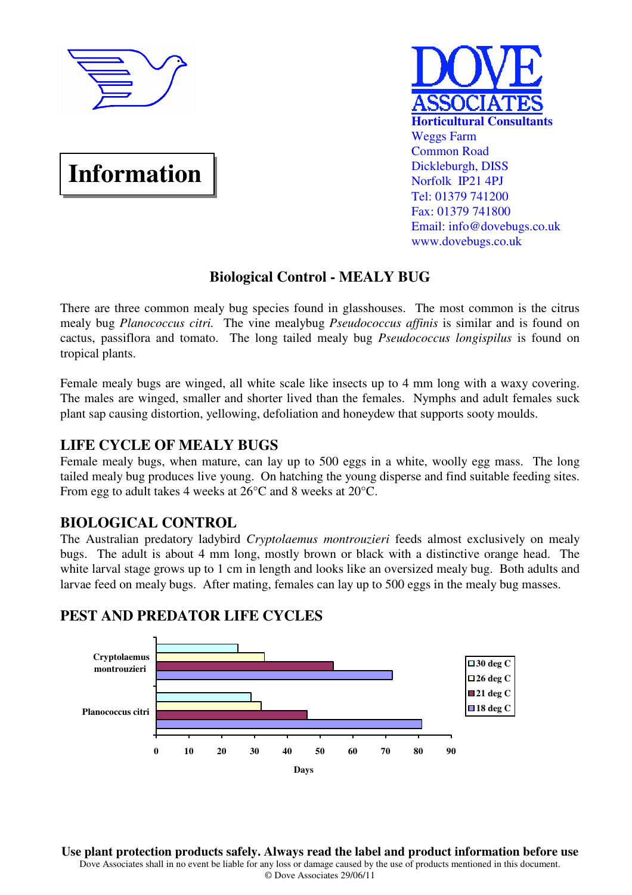**Information**

**DOVE ASSOCIATES**
**Horticultural Consultants**
Weggs Farm
Common Road
Dickleburgh, DISS
Norfolk IP21 4PJ
Tel: 01379 741200
Fax: 01379 741800
Email: info@dovebugs.co.uk
www.dovebugs.co.uk

## Biological Control - MEALY BUG

There are three common mealy bug species found in glasshouses. The most common is the citrus mealy bug *Planococcus citri.* The vine mealybug *Pseudococcus affinis* is similar and is found on cactus, passiflora and tomato. The long tailed mealy bug *Pseudococcus longispilus* is found on tropical plants.

Female mealy bugs are winged, all white scale like insects up to 4 mm long with a waxy covering. The males are winged, smaller and shorter lived than the females. Nymphs and adult females suck plant sap causing distortion, yellowing, defoliation and honeydew that supports sooty moulds.

## LIFE CYCLE OF MEALY BUGS

Female mealy bugs, when mature, can lay up to 500 eggs in a white, woolly egg mass. The long tailed mealy bug produces live young. On hatching the young disperse and find suitable feeding sites. From egg to adult takes 4 weeks at 26°C and 8 weeks at 20°C.

## BIOLOGICAL CONTROL

The Australian predatory ladybird *Cryptolaemus montrouzieri* feeds almost exclusively on mealy bugs. The adult is about 4 mm long, mostly brown or black with a distinctive orange head. The white larval stage grows up to 1 cm in length and looks like an oversized mealy bug. Both adults and larvae feed on mealy bugs. After mating, females can lay up to 500 eggs in the mealy bug masses.

## PEST AND PREDATOR LIFE CYCLES

| Days | 30 deg C | 26 deg C | 21 deg C | 18 deg C |
|---|---|---|---|---|
| Cryptolaemus montrouzieri | 25 | 33 | 54 | 72 |
| Planococcus citri | 29 | 32 | 46 | 81 |

**Use plant protection products safely. Always read the label and product information before use**

Dove Associates shall in no event be liable for any loss or damage caused by the use of products mentioned in this document.

© Dove Associates 29/06/11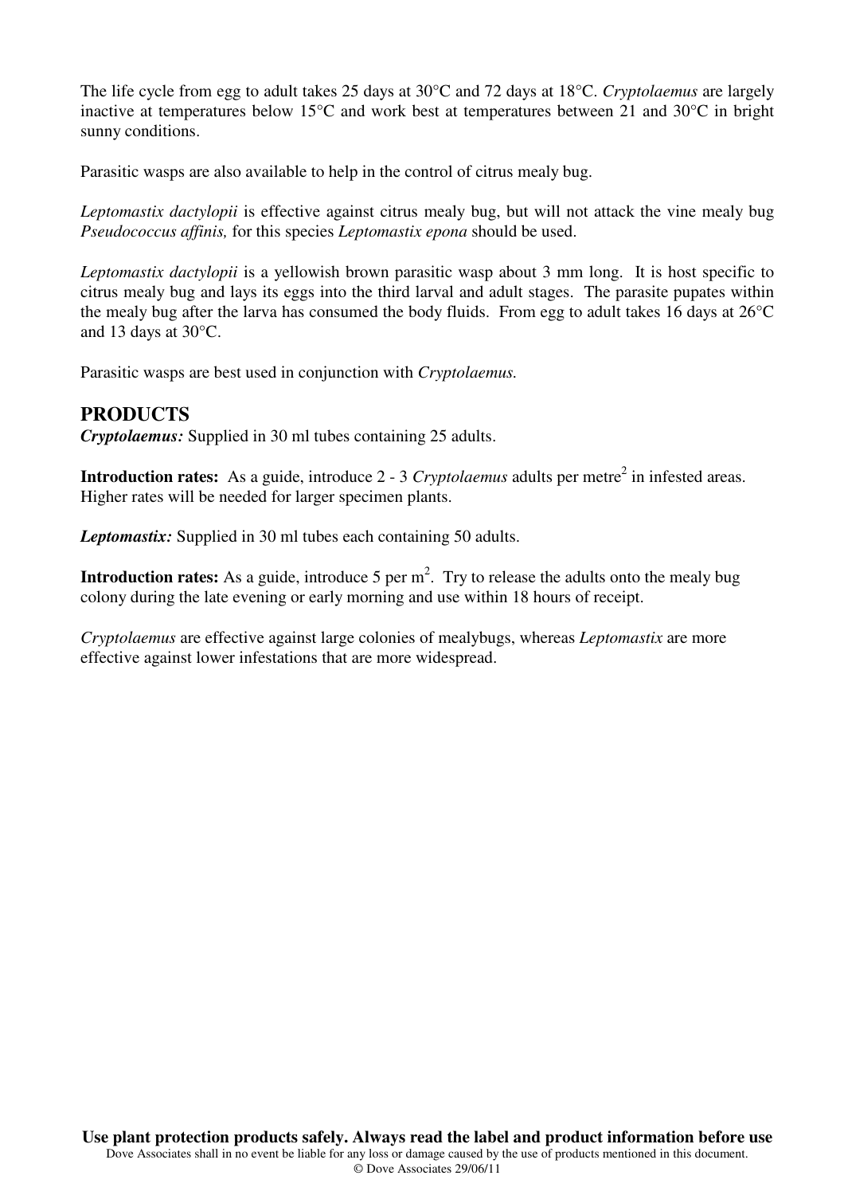The life cycle from egg to adult takes 25 days at 30°C and 72 days at 18°C. *Cryptolaemus* are largely inactive at temperatures below 15°C and work best at temperatures between 21 and 30°C in bright sunny conditions.

Parasitic wasps are also available to help in the control of citrus mealy bug.

*Leptomastix dactylopii* is effective against citrus mealy bug, but will not attack the vine mealy bug *Pseudococcus affinis,* for this species *Leptomastix epona* should be used.

*Leptomastix dactylopii* is a yellowish brown parasitic wasp about 3 mm long. It is host specific to citrus mealy bug and lays its eggs into the third larval and adult stages. The parasite pupates within the mealy bug after the larva has consumed the body fluids. From egg to adult takes 16 days at 26°C and 13 days at 30°C.

Parasitic wasps are best used in conjunction with *Cryptolaemus.*

## PRODUCTS

***Cryptolaemus:*** Supplied in 30 ml tubes containing 25 adults.

**Introduction rates:** As a guide, introduce 2 - 3 *Cryptolaemus* adults per metre$^2$ in infested areas. Higher rates will be needed for larger specimen plants.

***Leptomastix:*** Supplied in 30 ml tubes each containing 50 adults.

**Introduction rates:** As a guide, introduce 5 per m$^2$. Try to release the adults onto the mealy bug colony during the late evening or early morning and use within 18 hours of receipt.

*Cryptolaemus* are effective against large colonies of mealybugs, whereas *Leptomastix* are more effective against lower infestations that are more widespread.

**Use plant protection products safely. Always read the label and product information before use**

Dove Associates shall in no event be liable for any loss or damage caused by the use of products mentioned in this document.

© Dove Associates 29/06/11